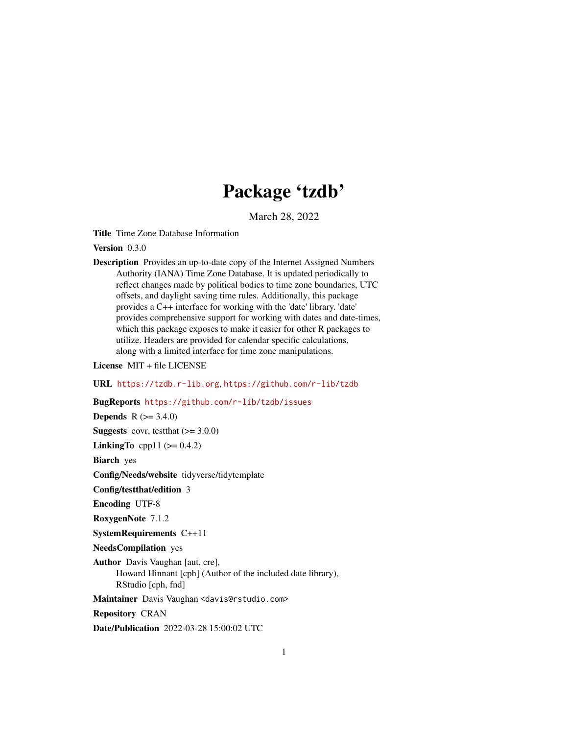# Package 'tzdb'

March 28, 2022

**Title** Time Zone Database Information

**Version** 0.3.0

**Description** Provides an up-to-date copy of the Internet Assigned Numbers Authority (IANA) Time Zone Database. It is updated periodically to reflect changes made by political bodies to time zone boundaries, UTC offsets, and daylight saving time rules. Additionally, this package provides a C++ interface for working with the 'date' library. 'date' provides comprehensive support for working with dates and date-times, which this package exposes to make it easier for other R packages to utilize. Headers are provided for calendar specific calculations, along with a limited interface for time zone manipulations.

**License** MIT + file LICENSE

**URL** https://tzdb.r-lib.org, https://github.com/r-lib/tzdb

**BugReports** https://github.com/r-lib/tzdb/issues

**Depends** R (>= 3.4.0)

**Suggests** covr, testthat (>= 3.0.0)

**LinkingTo** cpp11 (>= 0.4.2)

**Biarch** yes

**Config/Needs/website** tidyverse/tidytemplate

**Config/testthat/edition** 3

**Encoding** UTF-8

**RoxygenNote** 7.1.2

**SystemRequirements** C++11

**NeedsCompilation** yes

**Author** Davis Vaughan [aut, cre],
Howard Hinnant [cph] (Author of the included date library),
RStudio [cph, fnd]

**Maintainer** Davis Vaughan <davis@rstudio.com>

**Repository** CRAN

**Date/Publication** 2022-03-28 15:00:02 UTC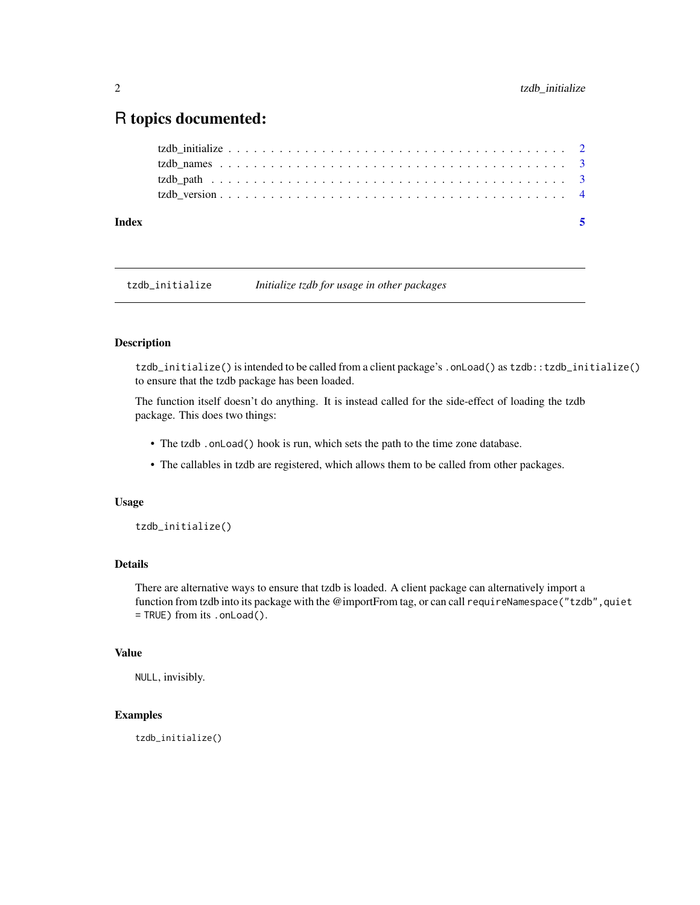# R topics documented:

tzdb_initialize . . . . . . . . . . . . . . . . . . . . . . . . . . . . . . . . . . . . . . . 2
tzdb_names . . . . . . . . . . . . . . . . . . . . . . . . . . . . . . . . . . . . . . . . . 3
tzdb_path . . . . . . . . . . . . . . . . . . . . . . . . . . . . . . . . . . . . . . . . . . 3
tzdb_version . . . . . . . . . . . . . . . . . . . . . . . . . . . . . . . . . . . . . . . . 4

**Index** **5**

---

## tzdb_initialize    *Initialize tzdb for usage in other packages*

---

### Description

`tzdb_initialize()` is intended to be called from a client package's `.onLoad()` as `tzdb::tzdb_initialize()` to ensure that the tzdb package has been loaded.

The function itself doesn't do anything. It is instead called for the side-effect of loading the tzdb package. This does two things:

- The tzdb `.onLoad()` hook is run, which sets the path to the time zone database.
- The callables in tzdb are registered, which allows them to be called from other packages.

### Usage

```
tzdb_initialize()
```

### Details

There are alternative ways to ensure that tzdb is loaded. A client package can alternatively import a function from tzdb into its package with the @importFrom tag, or can call `requireNamespace("tzdb",quiet = TRUE)` from its `.onLoad()`.

### Value

`NULL`, invisibly.

### Examples

```
tzdb_initialize()
```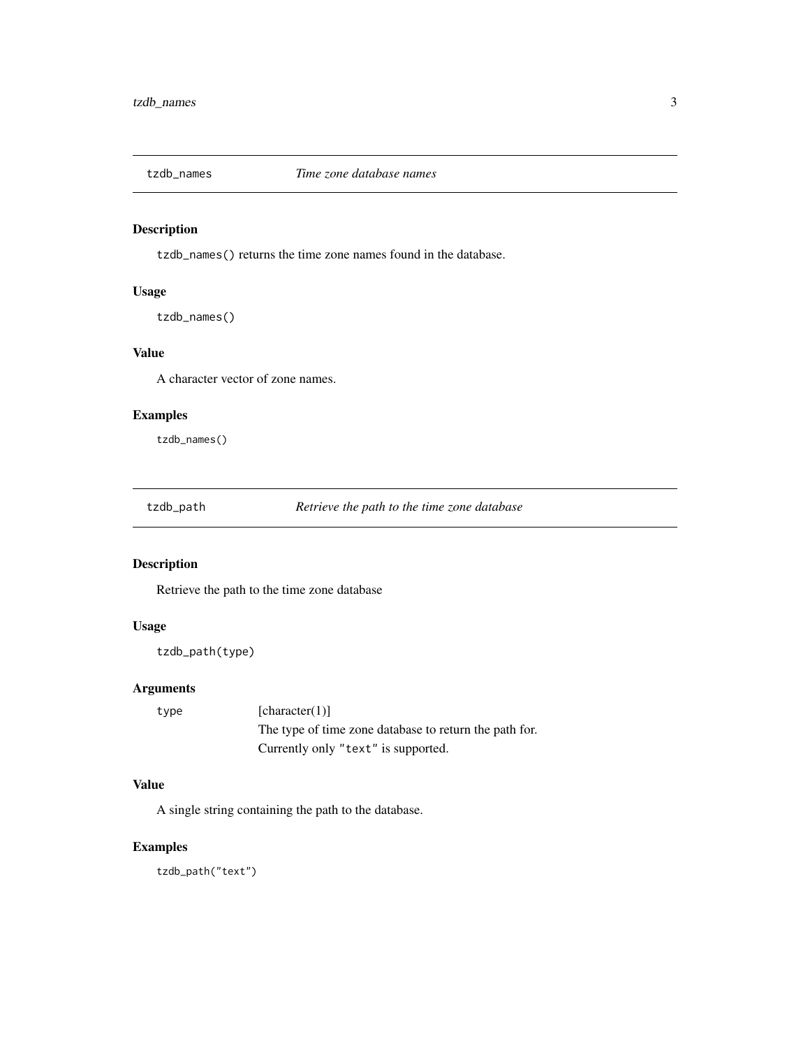## tzdb_names *Time zone database names*

### Description

`tzdb_names()` returns the time zone names found in the database.

### Usage

```
tzdb_names()
```

### Value

A character vector of zone names.

### Examples

```
tzdb_names()
```

## tzdb_path *Retrieve the path to the time zone database*

### Description

Retrieve the path to the time zone database

### Usage

```
tzdb_path(type)
```

### Arguments

| | |
|---|---|
| `type` | [character(1)]<br>The type of time zone database to return the path for.<br>Currently only `"text"` is supported. |

### Value

A single string containing the path to the database.

### Examples

```
tzdb_path("text")
```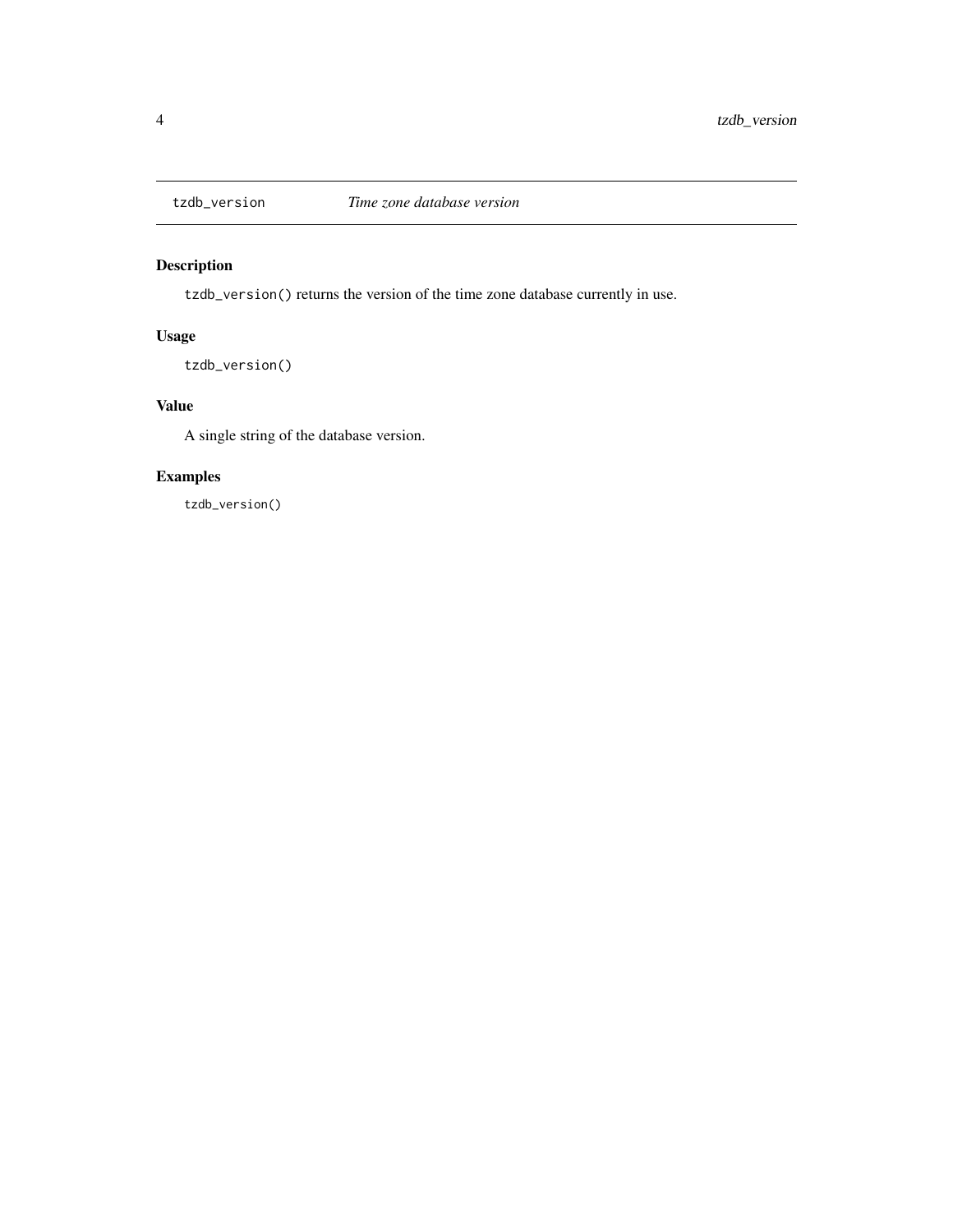## tzdb_version *Time zone database version*

### Description

`tzdb_version()` returns the version of the time zone database currently in use.

### Usage

```
tzdb_version()
```

### Value

A single string of the database version.

### Examples

```
tzdb_version()
```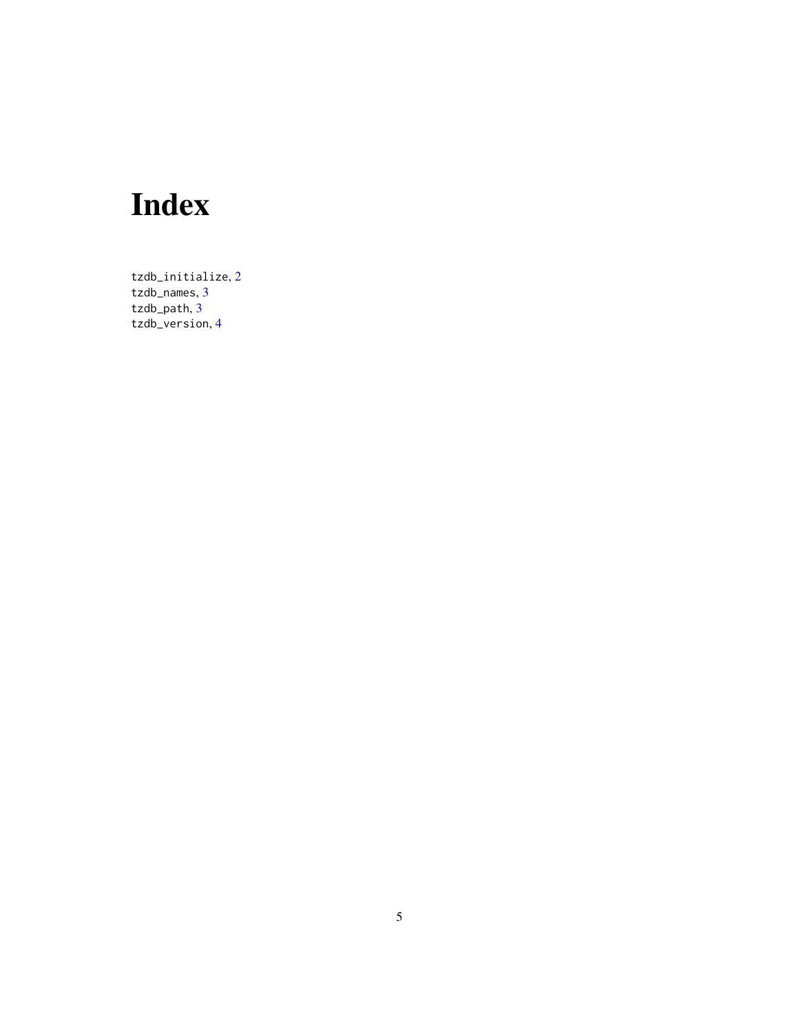# Index

tzdb_initialize, 2
tzdb_names, 3
tzdb_path, 3
tzdb_version, 4